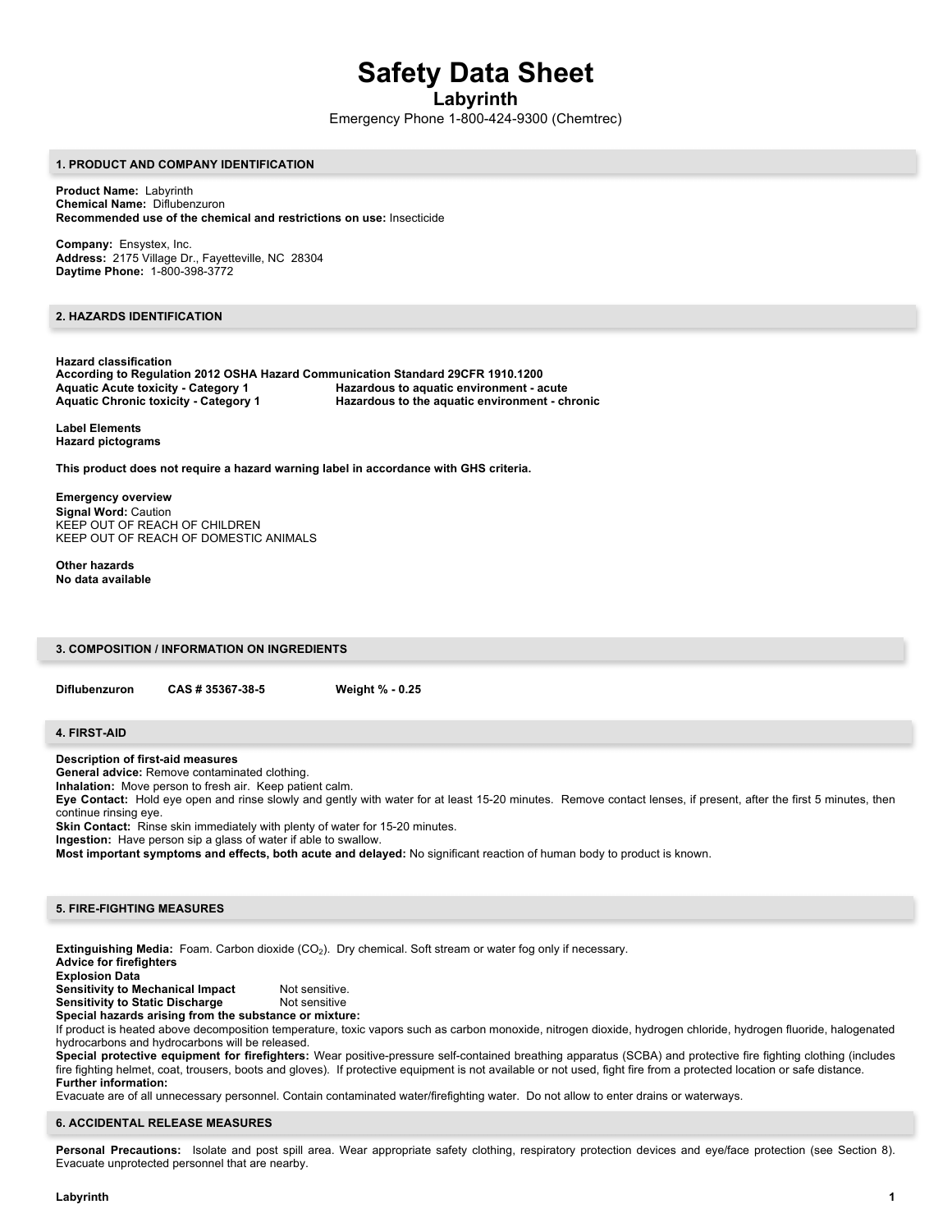# Safety Data Sheet

## Labyrinth

Emergency Phone 1-800-424-9300 (Chemtrec)

### 1. PRODUCT AND COMPANY IDENTIFICATION

**Product Name:** Labyrinth
**Chemical Name:** Diflubenzuron
**Recommended use of the chemical and restrictions on use:** Insecticide

**Company:** Ensystex, Inc.
**Address:** 2175 Village Dr., Fayetteville, NC 28304
**Daytime Phone:** 1-800-398-3772

### 2. HAZARDS IDENTIFICATION

**Hazard classification**
**According to Regulation 2012 OSHA Hazard Communication Standard 29CFR 1910.1200**

| | |
|---|---|
| **Aquatic Acute toxicity - Category 1** | **Hazardous to aquatic environment - acute** |
| **Aquatic Chronic toxicity - Category 1** | **Hazardous to the aquatic environment - chronic** |

**Label Elements**
**Hazard pictograms**

**This product does not require a hazard warning label in accordance with GHS criteria.**

**Emergency overview**
**Signal Word:** Caution
KEEP OUT OF REACH OF CHILDREN
KEEP OUT OF REACH OF DOMESTIC ANIMALS

**Other hazards**
**No data available**

### 3. COMPOSITION / INFORMATION ON INGREDIENTS

| | | |
|---|---|---|
| **Diflubenzuron** | **CAS # 35367-38-5** | **Weight % - 0.25** |

### 4. FIRST-AID

**Description of first-aid measures**
**General advice:** Remove contaminated clothing.
**Inhalation:** Move person to fresh air. Keep patient calm.
**Eye Contact:** Hold eye open and rinse slowly and gently with water for at least 15-20 minutes. Remove contact lenses, if present, after the first 5 minutes, then continue rinsing eye.
**Skin Contact:** Rinse skin immediately with plenty of water for 15-20 minutes.
**Ingestion:** Have person sip a glass of water if able to swallow.
**Most important symptoms and effects, both acute and delayed:** No significant reaction of human body to product is known.

### 5. FIRE-FIGHTING MEASURES

**Extinguishing Media:** Foam. Carbon dioxide ($CO_2$). Dry chemical. Soft stream or water fog only if necessary.
**Advice for firefighters**
**Explosion Data**

| | |
|---|---|
| **Sensitivity to Mechanical Impact** | Not sensitive. |
| **Sensitivity to Static Discharge** | Not sensitive |

**Special hazards arising from the substance or mixture:**
If product is heated above decomposition temperature, toxic vapors such as carbon monoxide, nitrogen dioxide, hydrogen chloride, hydrogen fluoride, halogenated hydrocarbons and hydrocarbons will be released.
**Special protective equipment for firefighters:** Wear positive-pressure self-contained breathing apparatus (SCBA) and protective fire fighting clothing (includes fire fighting helmet, coat, trousers, boots and gloves). If protective equipment is not available or not used, fight fire from a protected location or safe distance.
**Further information:**
Evacuate are of all unnecessary personnel. Contain contaminated water/firefighting water. Do not allow to enter drains or waterways.

### 6. ACCIDENTAL RELEASE MEASURES

**Personal Precautions:** Isolate and post spill area. Wear appropriate safety clothing, respiratory protection devices and eye/face protection (see Section 8). Evacuate unprotected personnel that are nearby.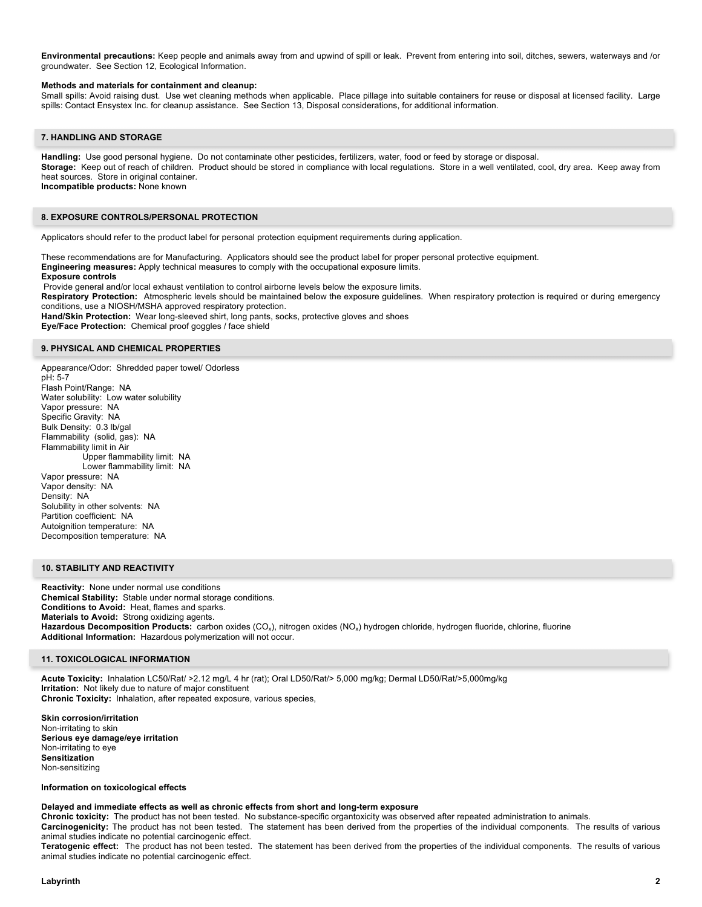**Environmental precautions:** Keep people and animals away from and upwind of spill or leak. Prevent from entering into soil, ditches, sewers, waterways and /or groundwater. See Section 12, Ecological Information.

**Methods and materials for containment and cleanup:**
Small spills: Avoid raising dust. Use wet cleaning methods when applicable. Place pillage into suitable containers for reuse or disposal at licensed facility. Large spills: Contact Ensystex Inc. for cleanup assistance. See Section 13, Disposal considerations, for additional information.

## 7. HANDLING AND STORAGE

**Handling:** Use good personal hygiene. Do not contaminate other pesticides, fertilizers, water, food or feed by storage or disposal.
**Storage:** Keep out of reach of children. Product should be stored in compliance with local regulations. Store in a well ventilated, cool, dry area. Keep away from heat sources. Store in original container.
**Incompatible products:** None known

## 8. EXPOSURE CONTROLS/PERSONAL PROTECTION

Applicators should refer to the product label for personal protection equipment requirements during application.

These recommendations are for Manufacturing. Applicators should see the product label for proper personal protective equipment.
**Engineering measures:** Apply technical measures to comply with the occupational exposure limits.
**Exposure controls**
Provide general and/or local exhaust ventilation to control airborne levels below the exposure limits.
**Respiratory Protection:** Atmospheric levels should be maintained below the exposure guidelines. When respiratory protection is required or during emergency conditions, use a NIOSH/MSHA approved respiratory protection.
**Hand/Skin Protection:** Wear long-sleeved shirt, long pants, socks, protective gloves and shoes
**Eye/Face Protection:** Chemical proof goggles / face shield

## 9. PHYSICAL AND CHEMICAL PROPERTIES

Appearance/Odor: Shredded paper towel/ Odorless
pH: 5-7
Flash Point/Range: NA
Water solubility: Low water solubility
Vapor pressure: NA
Specific Gravity: NA
Bulk Density: 0.3 lb/gal
Flammability (solid, gas): NA
Flammability limit in Air
Upper flammability limit: NA
Lower flammability limit: NA
Vapor pressure: NA
Vapor density: NA
Density: NA
Solubility in other solvents: NA
Partition coefficient: NA
Autoignition temperature: NA
Decomposition temperature: NA

## 10. STABILITY AND REACTIVITY

**Reactivity:** None under normal use conditions
**Chemical Stability:** Stable under normal storage conditions.
**Conditions to Avoid:** Heat, flames and sparks.
**Materials to Avoid:** Strong oxidizing agents.
**Hazardous Decomposition Products:** carbon oxides ($CO_x$), nitrogen oxides ($NO_x$) hydrogen chloride, hydrogen fluoride, chlorine, fluorine
**Additional Information:** Hazardous polymerization will not occur.

## 11. TOXICOLOGICAL INFORMATION

**Acute Toxicity:** Inhalation LC50/Rat/ >2.12 mg/L 4 hr (rat); Oral LD50/Rat/> 5,000 mg/kg; Dermal LD50/Rat/>5,000mg/kg
**Irritation:** Not likely due to nature of major constituent
**Chronic Toxicity:** Inhalation, after repeated exposure, various species,

**Skin corrosion/irritation**
Non-irritating to skin
**Serious eye damage/eye irritation**
Non-irritating to eye
**Sensitization**
Non-sensitizing

**Information on toxicological effects**

**Delayed and immediate effects as well as chronic effects from short and long-term exposure**
**Chronic toxicity:** The product has not been tested. No substance-specific organtoxicity was observed after repeated administration to animals.
**Carcinogenicity:** The product has not been tested. The statement has been derived from the properties of the individual components. The results of various animal studies indicate no potential carcinogenic effect.
**Teratogenic effect:** The product has not been tested. The statement has been derived from the properties of the individual components. The results of various animal studies indicate no potential carcinogenic effect.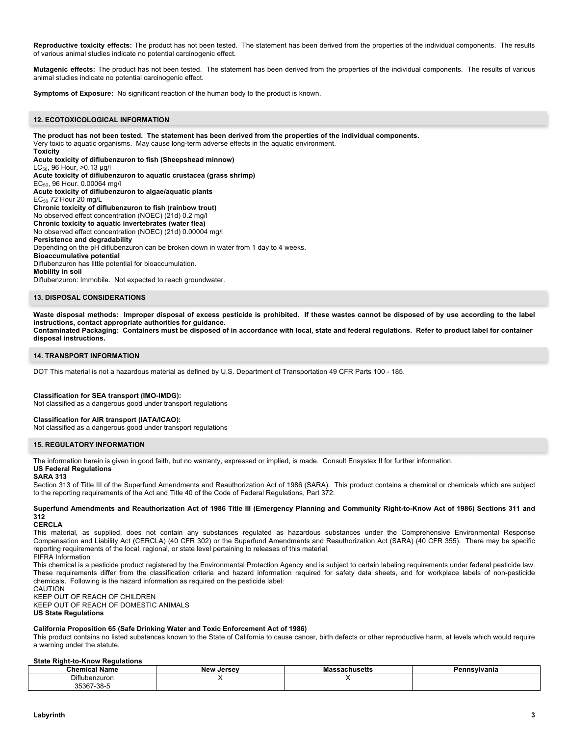**Reproductive toxicity effects:** The product has not been tested. The statement has been derived from the properties of the individual components. The results of various animal studies indicate no potential carcinogenic effect.

**Mutagenic effects:** The product has not been tested. The statement has been derived from the properties of the individual components. The results of various animal studies indicate no potential carcinogenic effect.

**Symptoms of Exposure:** No significant reaction of the human body to the product is known.

## 12. ECOTOXICOLOGICAL INFORMATION

**The product has not been tested. The statement has been derived from the properties of the individual components.**
Very toxic to aquatic organisms. May cause long-term adverse effects in the aquatic environment.
**Toxicity**
**Acute toxicity of diflubenzuron to fish (Sheepshead minnow)**
$LC_{50}$, 96 Hour, >0.13 µg/l
**Acute toxicity of diflubenzuron to aquatic crustacea (grass shrimp)**
$EC_{50}$, 96 Hour. 0.00064 mg/l
**Acute toxicity of diflubenzuron to algae/aquatic plants**
$EC_{50}$ 72 Hour 20 mg/L
**Chronic toxicity of diflubenzuron to fish (rainbow trout)**
No observed effect concentration (NOEC) (21d) 0.2 mg/l
**Chronic toxicity to aquatic invertebrates (water flea)**
No observed effect concentration (NOEC) (21d) 0.00004 mg/l
**Persistence and degradability**
Depending on the pH diflubenzuron can be broken down in water from 1 day to 4 weeks.
**Bioaccumulative potential**
Diflubenzuron has little potential for bioaccumulation.
**Mobility in soil**
Diflubenzuron: Immobile. Not expected to reach groundwater.

## 13. DISPOSAL CONSIDERATIONS

**Waste disposal methods: Improper disposal of excess pesticide is prohibited. If these wastes cannot be disposed of by use according to the label instructions, contact appropriate authorities for guidance.**
**Contaminated Packaging: Containers must be disposed of in accordance with local, state and federal regulations. Refer to product label for container disposal instructions.**

## 14. TRANSPORT INFORMATION

DOT This material is not a hazardous material as defined by U.S. Department of Transportation 49 CFR Parts 100 - 185.

**Classification for SEA transport (IMO-IMDG):**
Not classified as a dangerous good under transport regulations

**Classification for AIR transport (IATA/ICAO):**
Not classified as a dangerous good under transport regulations

## 15. REGULATORY INFORMATION

The information herein is given in good faith, but no warranty, expressed or implied, is made. Consult Ensystex II for further information.
**US Federal Regulations**
**SARA 313**
Section 313 of Title III of the Superfund Amendments and Reauthorization Act of 1986 (SARA). This product contains a chemical or chemicals which are subject to the reporting requirements of the Act and Title 40 of the Code of Federal Regulations, Part 372:

**Superfund Amendments and Reauthorization Act of 1986 Title III (Emergency Planning and Community Right-to-Know Act of 1986) Sections 311 and 312**
**CERCLA**
This material, as supplied, does not contain any substances regulated as hazardous substances under the Comprehensive Environmental Response Compensation and Liability Act (CERCLA) (40 CFR 302) or the Superfund Amendments and Reauthorization Act (SARA) (40 CFR 355). There may be specific reporting requirements of the local, regional, or state level pertaining to releases of this material.
FIFRA Information
This chemical is a pesticide product registered by the Environmental Protection Agency and is subject to certain labeling requirements under federal pesticide law. These requirements differ from the classification criteria and hazard information required for safety data sheets, and for workplace labels of non-pesticide chemicals. Following is the hazard information as required on the pesticide label:
CAUTION
KEEP OUT OF REACH OF CHILDREN
KEEP OUT OF REACH OF DOMESTIC ANIMALS
**US State Regulations**

**California Proposition 65 (Safe Drinking Water and Toxic Enforcement Act of 1986)**
This product contains no listed substances known to the State of California to cause cancer, birth defects or other reproductive harm, at levels which would require a warning under the statute.

**State Right-to-Know Regulations**

| Chemical Name | New Jersey | Massachusetts | Pennsylvania |
|---|---|---|---|
| Diflubenzuron 35367-38-5 | X | X | |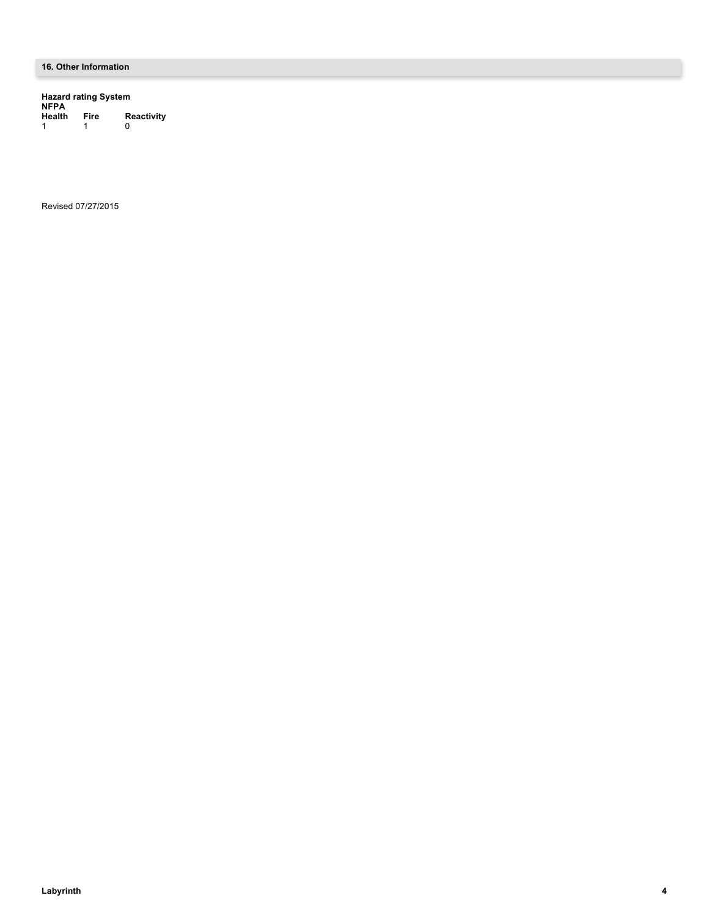## 16. Other Information

**Hazard rating System**
**NFPA**

| Health | Fire | Reactivity |
|---|---|---|
| 1 | 1 | 0 |

Revised 07/27/2015